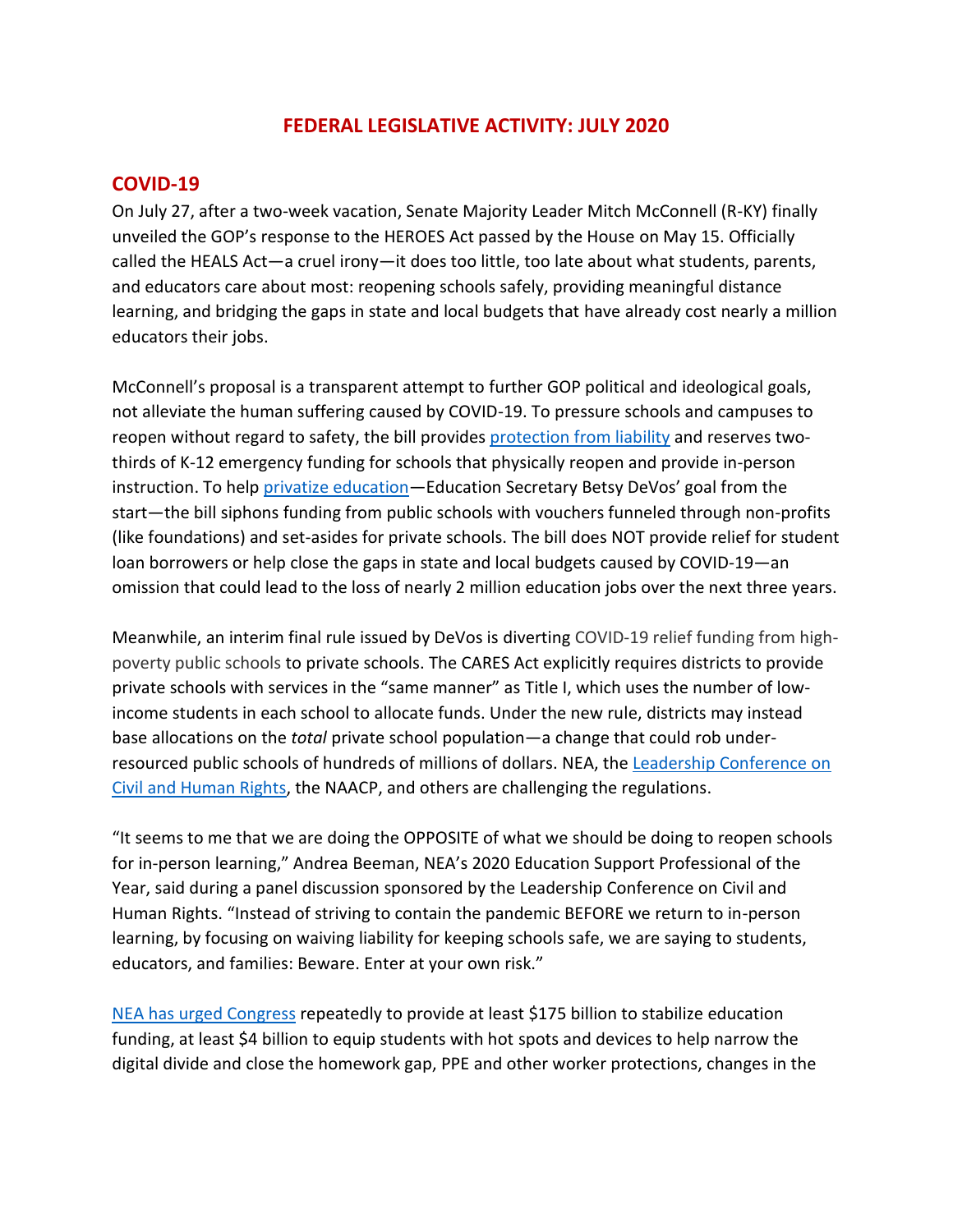# FEDERAL LEGISLATIVE ACTIVITY: JULY 2020

## COVID-19

On July 27, after a two-week vacation, Senate Majority Leader Mitch McConnell (R-KY) finally unveiled the GOP's response to the HEROES Act passed by the House on May 15. Officially called the HEALS Act—a cruel irony—it does too little, too late about what students, parents, and educators care about most: reopening schools safely, providing meaningful distance learning, and bridging the gaps in state and local budgets that have already cost nearly a million educators their jobs.

McConnell's proposal is a transparent attempt to further GOP political and ideological goals, not alleviate the human suffering caused by COVID-19. To pressure schools and campuses to reopen without regard to safety, the bill provides protection from liability and reserves two-thirds of K-12 emergency funding for schools that physically reopen and provide in-person instruction. To help privatize education—Education Secretary Betsy DeVos' goal from the start—the bill siphons funding from public schools with vouchers funneled through non-profits (like foundations) and set-asides for private schools. The bill does NOT provide relief for student loan borrowers or help close the gaps in state and local budgets caused by COVID-19—an omission that could lead to the loss of nearly 2 million education jobs over the next three years.

Meanwhile, an interim final rule issued by DeVos is diverting COVID-19 relief funding from high-poverty public schools to private schools. The CARES Act explicitly requires districts to provide private schools with services in the "same manner" as Title I, which uses the number of low-income students in each school to allocate funds. Under the new rule, districts may instead base allocations on the *total* private school population—a change that could rob under-resourced public schools of hundreds of millions of dollars. NEA, the Leadership Conference on Civil and Human Rights, the NAACP, and others are challenging the regulations.

"It seems to me that we are doing the OPPOSITE of what we should be doing to reopen schools for in-person learning," Andrea Beeman, NEA's 2020 Education Support Professional of the Year, said during a panel discussion sponsored by the Leadership Conference on Civil and Human Rights. "Instead of striving to contain the pandemic BEFORE we return to in-person learning, by focusing on waiving liability for keeping schools safe, we are saying to students, educators, and families: Beware. Enter at your own risk."

NEA has urged Congress repeatedly to provide at least $175 billion to stabilize education funding, at least $4 billion to equip students with hot spots and devices to help narrow the digital divide and close the homework gap, PPE and other worker protections, changes in the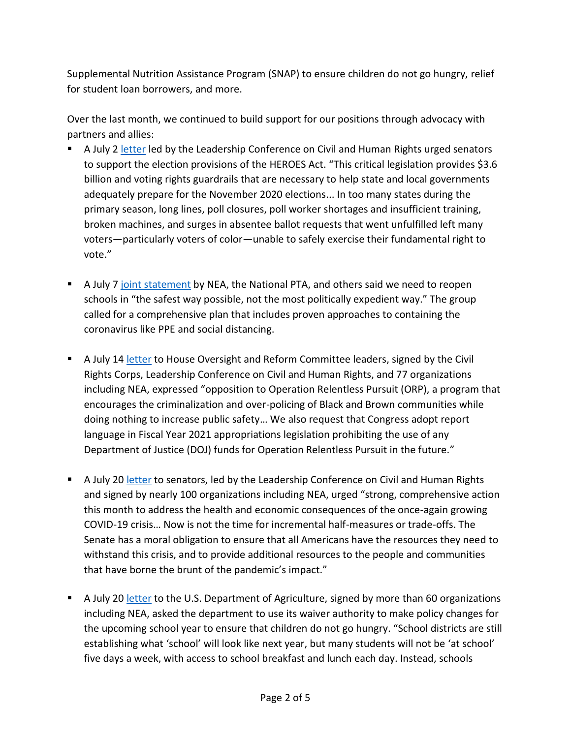Supplemental Nutrition Assistance Program (SNAP) to ensure children do not go hungry, relief for student loan borrowers, and more.

Over the last month, we continued to build support for our positions through advocacy with partners and allies:

- A July 2 letter led by the Leadership Conference on Civil and Human Rights urged senators to support the election provisions of the HEROES Act. "This critical legislation provides $3.6 billion and voting rights guardrails that are necessary to help state and local governments adequately prepare for the November 2020 elections... In too many states during the primary season, long lines, poll closures, poll worker shortages and insufficient training, broken machines, and surges in absentee ballot requests that went unfulfilled left many voters—particularly voters of color—unable to safely exercise their fundamental right to vote."

- A July 7 joint statement by NEA, the National PTA, and others said we need to reopen schools in "the safest way possible, not the most politically expedient way." The group called for a comprehensive plan that includes proven approaches to containing the coronavirus like PPE and social distancing.

- A July 14 letter to House Oversight and Reform Committee leaders, signed by the Civil Rights Corps, Leadership Conference on Civil and Human Rights, and 77 organizations including NEA, expressed "opposition to Operation Relentless Pursuit (ORP), a program that encourages the criminalization and over-policing of Black and Brown communities while doing nothing to increase public safety… We also request that Congress adopt report language in Fiscal Year 2021 appropriations legislation prohibiting the use of any Department of Justice (DOJ) funds for Operation Relentless Pursuit in the future."

- A July 20 letter to senators, led by the Leadership Conference on Civil and Human Rights and signed by nearly 100 organizations including NEA, urged "strong, comprehensive action this month to address the health and economic consequences of the once-again growing COVID-19 crisis… Now is not the time for incremental half-measures or trade-offs. The Senate has a moral obligation to ensure that all Americans have the resources they need to withstand this crisis, and to provide additional resources to the people and communities that have borne the brunt of the pandemic's impact."

- A July 20 letter to the U.S. Department of Agriculture, signed by more than 60 organizations including NEA, asked the department to use its waiver authority to make policy changes for the upcoming school year to ensure that children do not go hungry. "School districts are still establishing what 'school' will look like next year, but many students will not be 'at school' five days a week, with access to school breakfast and lunch each day. Instead, schools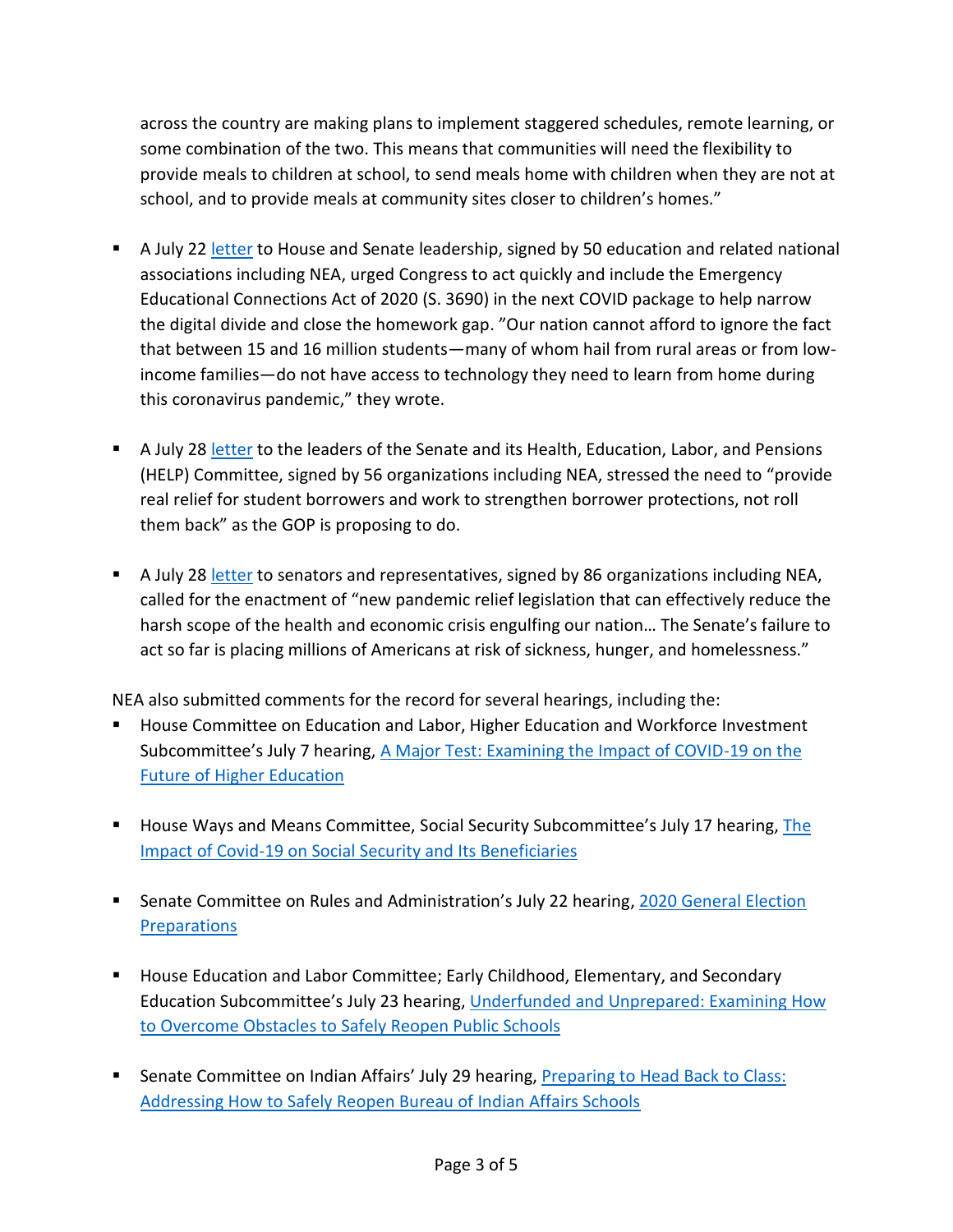across the country are making plans to implement staggered schedules, remote learning, or some combination of the two. This means that communities will need the flexibility to provide meals to children at school, to send meals home with children when they are not at school, and to provide meals at community sites closer to children's homes."

- A July 22 letter to House and Senate leadership, signed by 50 education and related national associations including NEA, urged Congress to act quickly and include the Emergency Educational Connections Act of 2020 (S. 3690) in the next COVID package to help narrow the digital divide and close the homework gap. "Our nation cannot afford to ignore the fact that between 15 and 16 million students—many of whom hail from rural areas or from low-income families—do not have access to technology they need to learn from home during this coronavirus pandemic," they wrote.

- A July 28 letter to the leaders of the Senate and its Health, Education, Labor, and Pensions (HELP) Committee, signed by 56 organizations including NEA, stressed the need to "provide real relief for student borrowers and work to strengthen borrower protections, not roll them back" as the GOP is proposing to do.

- A July 28 letter to senators and representatives, signed by 86 organizations including NEA, called for the enactment of "new pandemic relief legislation that can effectively reduce the harsh scope of the health and economic crisis engulfing our nation… The Senate's failure to act so far is placing millions of Americans at risk of sickness, hunger, and homelessness."

NEA also submitted comments for the record for several hearings, including the:

- House Committee on Education and Labor, Higher Education and Workforce Investment Subcommittee's July 7 hearing, A Major Test: Examining the Impact of COVID-19 on the Future of Higher Education

- House Ways and Means Committee, Social Security Subcommittee's July 17 hearing, The Impact of Covid-19 on Social Security and Its Beneficiaries

- Senate Committee on Rules and Administration's July 22 hearing, 2020 General Election Preparations

- House Education and Labor Committee; Early Childhood, Elementary, and Secondary Education Subcommittee's July 23 hearing, Underfunded and Unprepared: Examining How to Overcome Obstacles to Safely Reopen Public Schools

- Senate Committee on Indian Affairs' July 29 hearing, Preparing to Head Back to Class: Addressing How to Safely Reopen Bureau of Indian Affairs Schools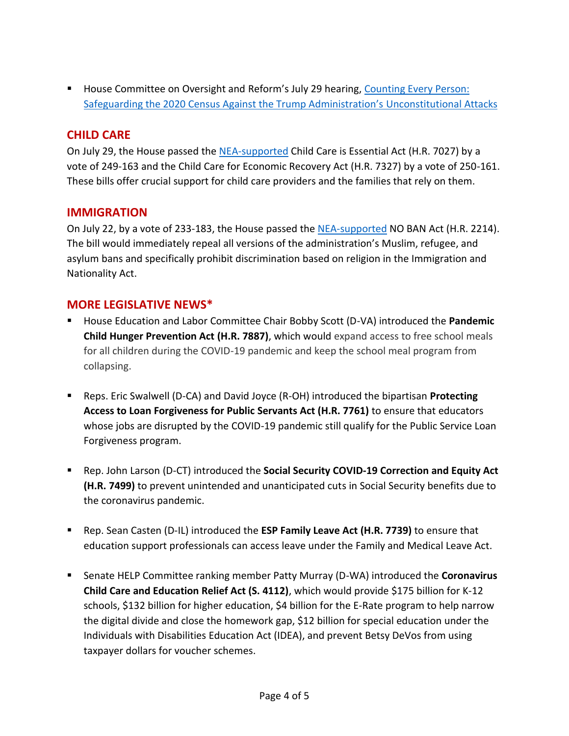- House Committee on Oversight and Reform's July 29 hearing, [Counting Every Person: Safeguarding the 2020 Census Against the Trump Administration's Unconstitutional Attacks]

## CHILD CARE

On July 29, the House passed the [NEA-supported] Child Care is Essential Act (H.R. 7027) by a vote of 249-163 and the Child Care for Economic Recovery Act (H.R. 7327) by a vote of 250-161. These bills offer crucial support for child care providers and the families that rely on them.

## IMMIGRATION

On July 22, by a vote of 233-183, the House passed the [NEA-supported] NO BAN Act (H.R. 2214). The bill would immediately repeal all versions of the administration's Muslim, refugee, and asylum bans and specifically prohibit discrimination based on religion in the Immigration and Nationality Act.

## MORE LEGISLATIVE NEWS*

- House Education and Labor Committee Chair Bobby Scott (D-VA) introduced the **Pandemic Child Hunger Prevention Act (H.R. 7887)**, which would expand access to free school meals for all children during the COVID-19 pandemic and keep the school meal program from collapsing.

- Reps. Eric Swalwell (D-CA) and David Joyce (R-OH) introduced the bipartisan **Protecting Access to Loan Forgiveness for Public Servants Act (H.R. 7761)** to ensure that educators whose jobs are disrupted by the COVID-19 pandemic still qualify for the Public Service Loan Forgiveness program.

- Rep. John Larson (D-CT) introduced the **Social Security COVID-19 Correction and Equity Act (H.R. 7499)** to prevent unintended and unanticipated cuts in Social Security benefits due to the coronavirus pandemic.

- Rep. Sean Casten (D-IL) introduced the **ESP Family Leave Act (H.R. 7739)** to ensure that education support professionals can access leave under the Family and Medical Leave Act.

- Senate HELP Committee ranking member Patty Murray (D-WA) introduced the **Coronavirus Child Care and Education Relief Act (S. 4112)**, which would provide $175 billion for K-12 schools, $132 billion for higher education, $4 billion for the E-Rate program to help narrow the digital divide and close the homework gap, $12 billion for special education under the Individuals with Disabilities Education Act (IDEA), and prevent Betsy DeVos from using taxpayer dollars for voucher schemes.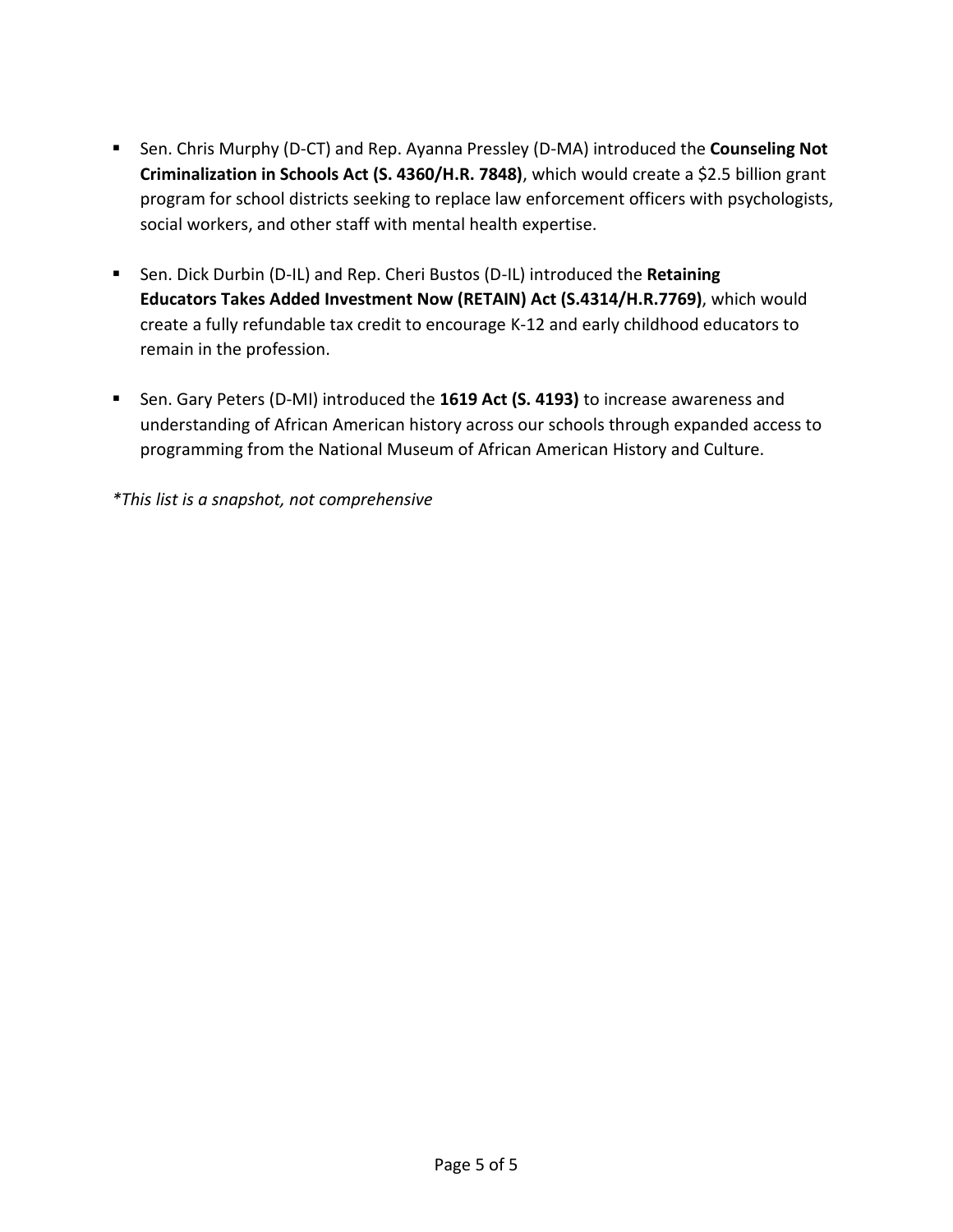- Sen. Chris Murphy (D-CT) and Rep. Ayanna Pressley (D-MA) introduced the **Counseling Not Criminalization in Schools Act (S. 4360/H.R. 7848)**, which would create a $2.5 billion grant program for school districts seeking to replace law enforcement officers with psychologists, social workers, and other staff with mental health expertise.

- Sen. Dick Durbin (D-IL) and Rep. Cheri Bustos (D-IL) introduced the **Retaining Educators Takes Added Investment Now (RETAIN) Act (S.4314/H.R.7769)**, which would create a fully refundable tax credit to encourage K-12 and early childhood educators to remain in the profession.

- Sen. Gary Peters (D-MI) introduced the **1619 Act (S. 4193)** to increase awareness and understanding of African American history across our schools through expanded access to programming from the National Museum of African American History and Culture.

*\*This list is a snapshot, not comprehensive*